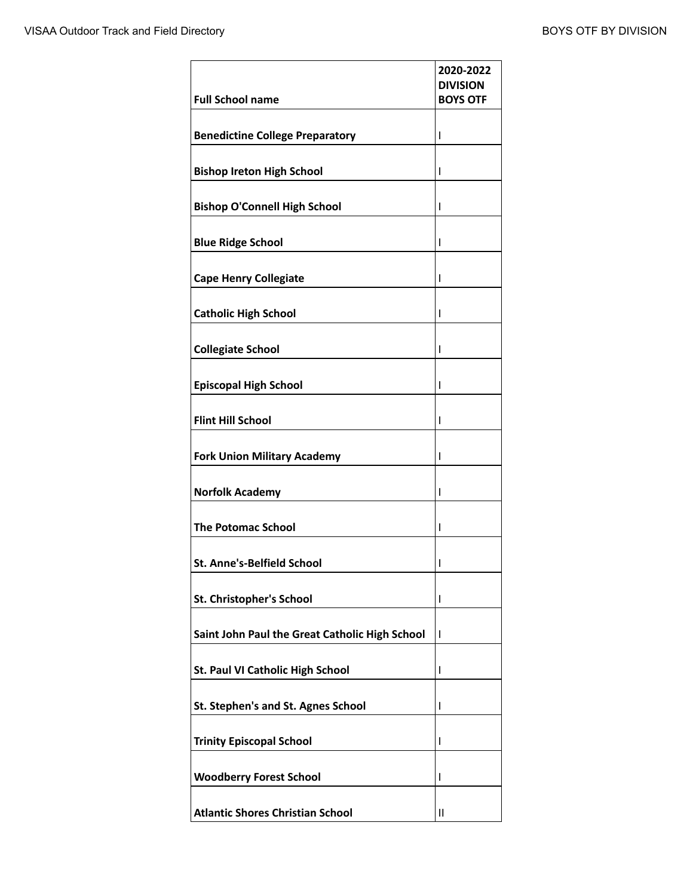| Full School name | 2020-2022 DIVISION BOYS OTF |
|---|---|
| Benedictine College Preparatory | I |
| Bishop Ireton High School | I |
| Bishop O'Connell High School | I |
| Blue Ridge School | I |
| Cape Henry Collegiate | I |
| Catholic High School | I |
| Collegiate School | I |
| Episcopal High School | I |
| Flint Hill School | I |
| Fork Union Military Academy | I |
| Norfolk Academy | I |
| The Potomac School | I |
| St. Anne's-Belfield School | I |
| St. Christopher's School | I |
| Saint John Paul the Great Catholic High School | I |
| St. Paul VI Catholic High School | I |
| St. Stephen's and St. Agnes School | I |
| Trinity Episcopal School | I |
| Woodberry Forest School | I |
| Atlantic Shores Christian School | II |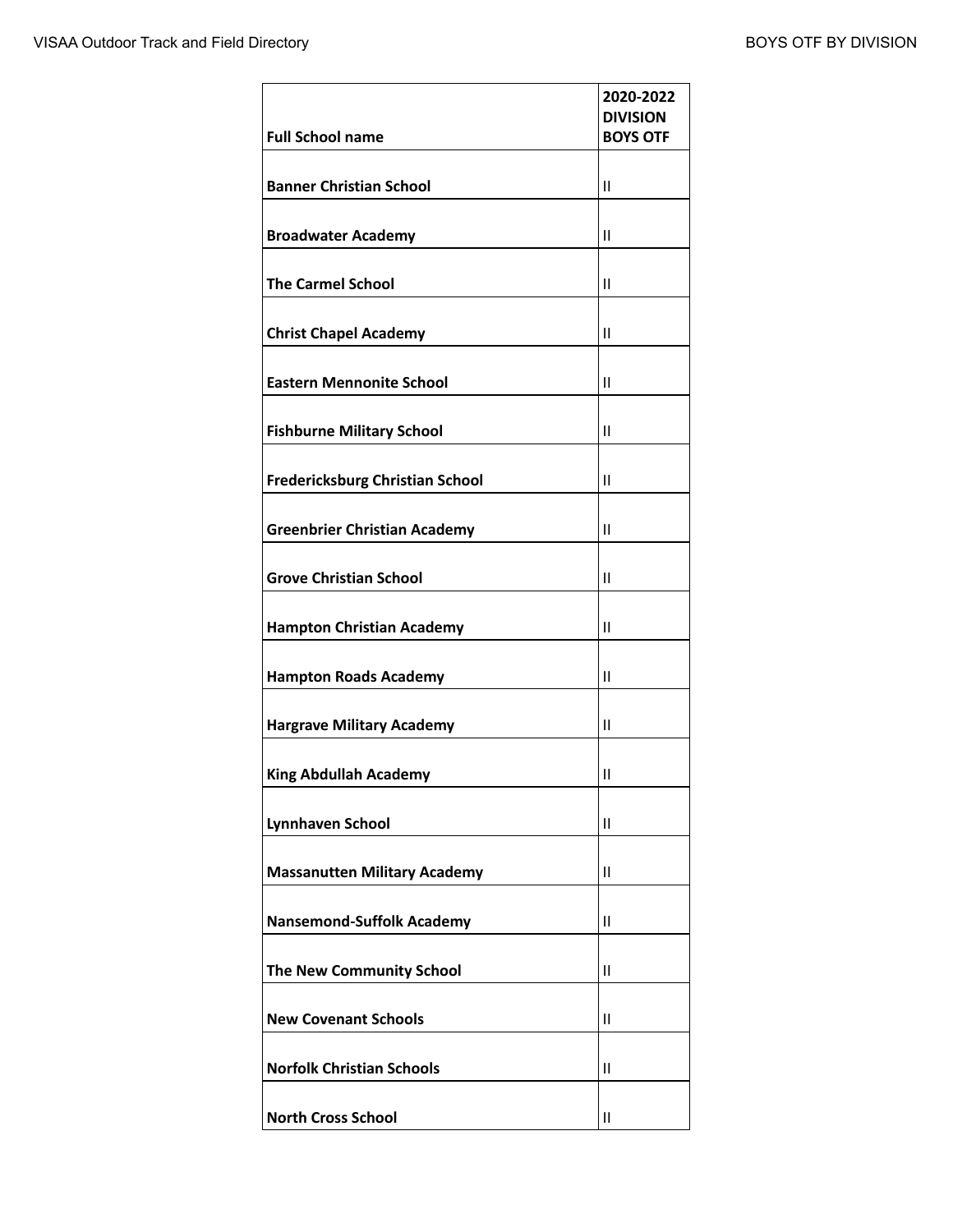| Full School name | 2020-2022 DIVISION BOYS OTF |
|---|---|
| Banner Christian School | II |
| Broadwater Academy | II |
| The Carmel School | II |
| Christ Chapel Academy | II |
| Eastern Mennonite School | II |
| Fishburne Military School | II |
| Fredericksburg Christian School | II |
| Greenbrier Christian Academy | II |
| Grove Christian School | II |
| Hampton Christian Academy | II |
| Hampton Roads Academy | II |
| Hargrave Military Academy | II |
| King Abdullah Academy | II |
| Lynnhaven School | II |
| Massanutten Military Academy | II |
| Nansemond-Suffolk Academy | II |
| The New Community School | II |
| New Covenant Schools | II |
| Norfolk Christian Schools | II |
| North Cross School | II |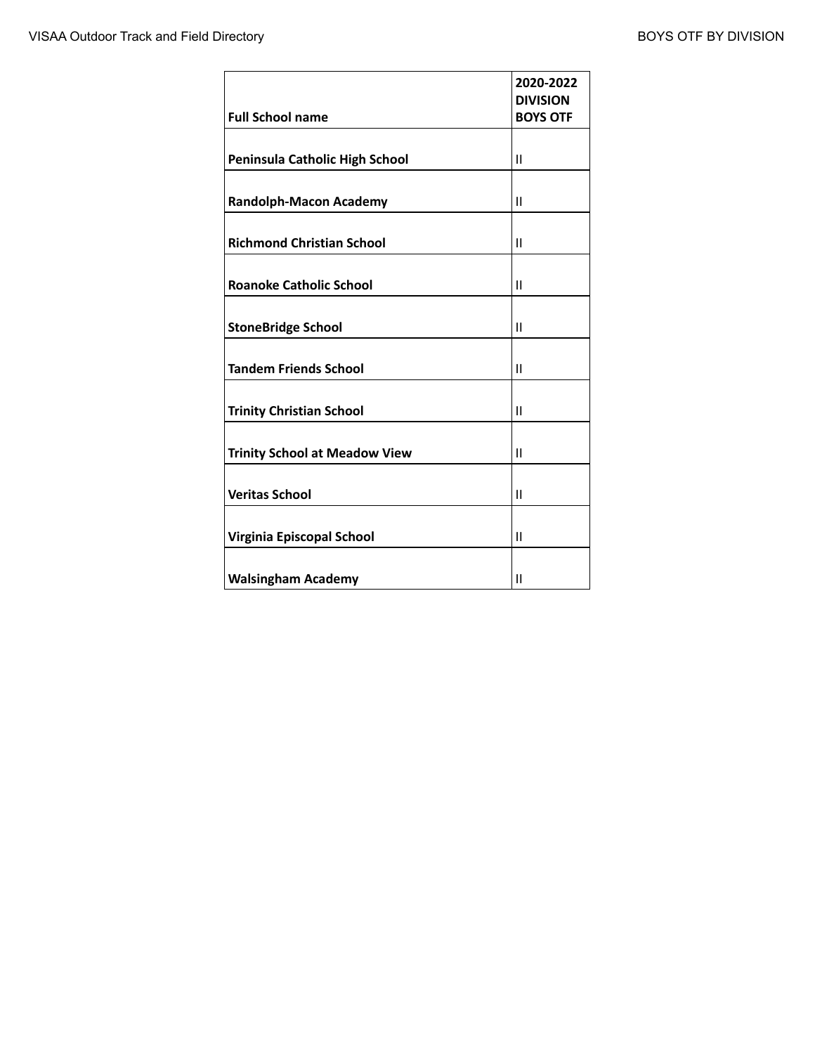| Full School name | 2020-2022 DIVISION BOYS OTF |
|---|---|
| **Peninsula Catholic High School** | II |
| **Randolph-Macon Academy** | II |
| **Richmond Christian School** | II |
| **Roanoke Catholic School** | II |
| **StoneBridge School** | II |
| **Tandem Friends School** | II |
| **Trinity Christian School** | II |
| **Trinity School at Meadow View** | II |
| **Veritas School** | II |
| **Virginia Episcopal School** | II |
| **Walsingham Academy** | II |